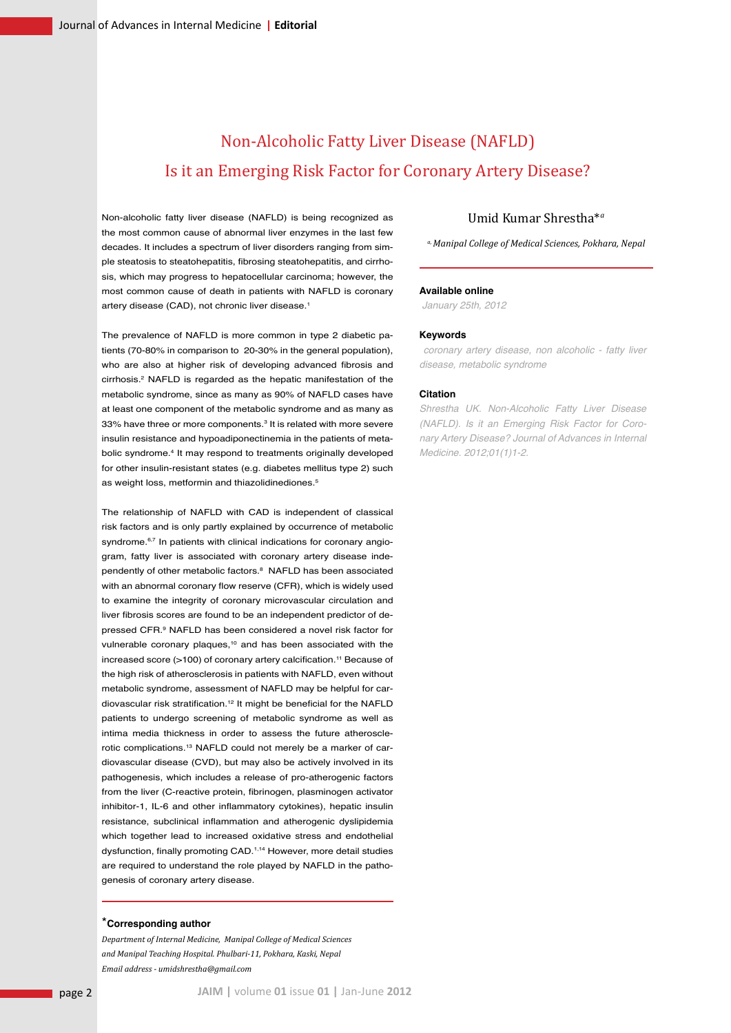# Non-Alcoholic Fatty Liver Disease (NAFLD)
# Is it an Emerging Risk Factor for Coronary Artery Disease?

Umid Kumar Shrestha*[a]

[a] Manipal College of Medical Sciences, Pokhara, Nepal

**Available online**

January 25th, 2012

**Keywords**

coronary artery disease, non alcoholic - fatty liver disease, metabolic syndrome

**Citation**

Shrestha UK. Non-Alcoholic Fatty Liver Disease (NAFLD). Is it an Emerging Risk Factor for Coronary Artery Disease? Journal of Advances in Internal Medicine. 2012;01(1)1-2.

Non-alcoholic fatty liver disease (NAFLD) is being recognized as the most common cause of abnormal liver enzymes in the last few decades. It includes a spectrum of liver disorders ranging from simple steatosis to steatohepatitis, fibrosing steatohepatitis, and cirrhosis, which may progress to hepatocellular carcinoma; however, the most common cause of death in patients with NAFLD is coronary artery disease (CAD), not chronic liver disease.[1]

The prevalence of NAFLD is more common in type 2 diabetic patients (70-80% in comparison to 20-30% in the general population), who are also at higher risk of developing advanced fibrosis and cirrhosis.[2] NAFLD is regarded as the hepatic manifestation of the metabolic syndrome, since as many as 90% of NAFLD cases have at least one component of the metabolic syndrome and as many as 33% have three or more components.[3] It is related with more severe insulin resistance and hypoadiponectinemia in the patients of metabolic syndrome.[4] It may respond to treatments originally developed for other insulin-resistant states (e.g. diabetes mellitus type 2) such as weight loss, metformin and thiazolidinediones.[5]

The relationship of NAFLD with CAD is independent of classical risk factors and is only partly explained by occurrence of metabolic syndrome.[6,7] In patients with clinical indications for coronary angiogram, fatty liver is associated with coronary artery disease independently of other metabolic factors.[8] NAFLD has been associated with an abnormal coronary flow reserve (CFR), which is widely used to examine the integrity of coronary microvascular circulation and liver fibrosis scores are found to be an independent predictor of depressed CFR.[9] NAFLD has been considered a novel risk factor for vulnerable coronary plaques,[10] and has been associated with the increased score (>100) of coronary artery calcification.[11] Because of the high risk of atherosclerosis in patients with NAFLD, even without metabolic syndrome, assessment of NAFLD may be helpful for cardiovascular risk stratification.[12] It might be beneficial for the NAFLD patients to undergo screening of metabolic syndrome as well as intima media thickness in order to assess the future atherosclerotic complications.[13] NAFLD could not merely be a marker of cardiovascular disease (CVD), but may also be actively involved in its pathogenesis, which includes a release of pro-atherogenic factors from the liver (C-reactive protein, fibrinogen, plasminogen activator inhibitor-1, IL-6 and other inflammatory cytokines), hepatic insulin resistance, subclinical inflammation and atherogenic dyslipidemia which together lead to increased oxidative stress and endothelial dysfunction, finally promoting CAD.[1,14] However, more detail studies are required to understand the role played by NAFLD in the pathogenesis of coronary artery disease.

**\*Corresponding author**

*Department of Internal Medicine, Manipal College of Medical Sciences and Manipal Teaching Hospital. Phulbari-11, Pokhara, Kaski, Nepal*

*Email address - umidshrestha@gmail.com*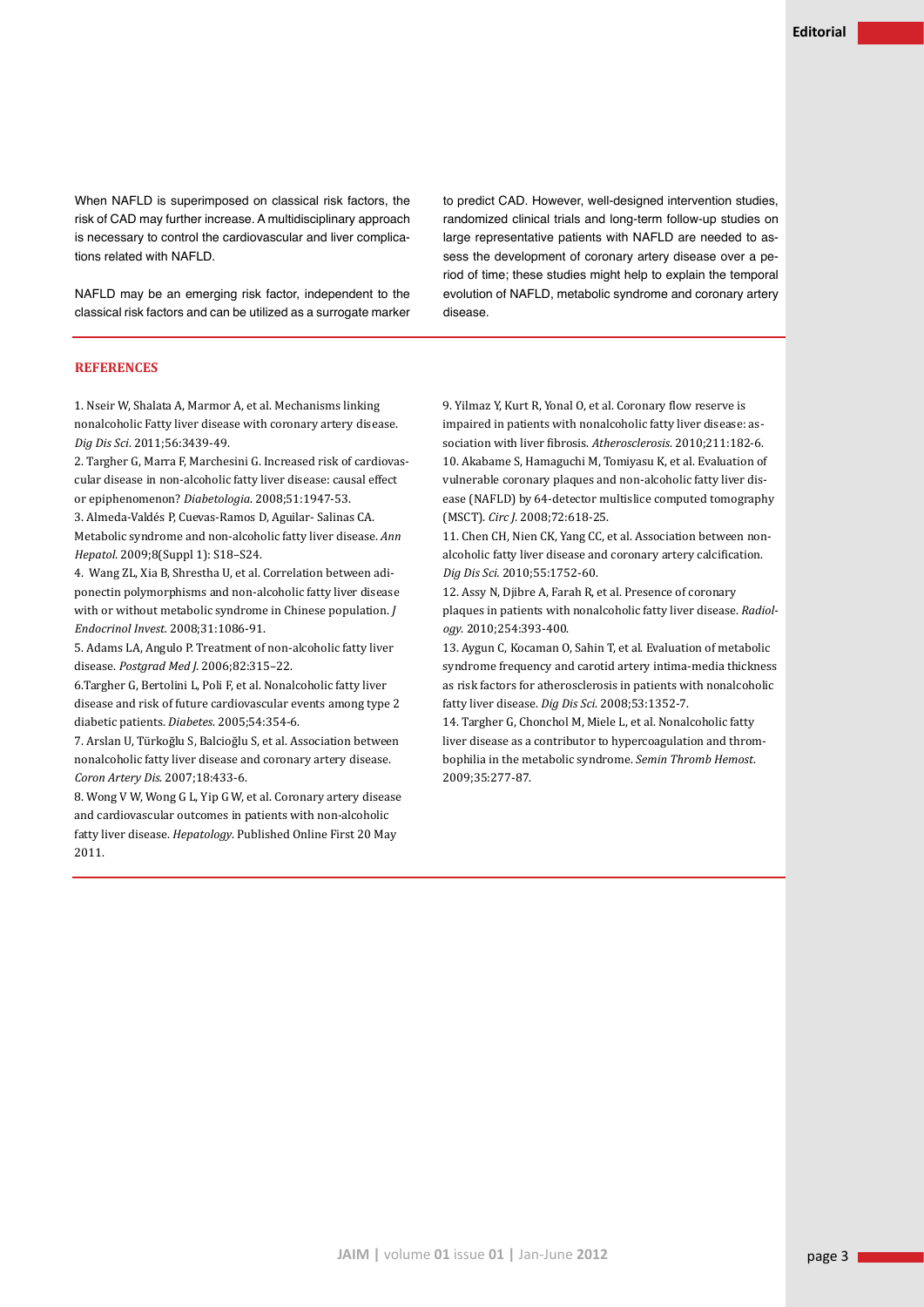When NAFLD is superimposed on classical risk factors, the risk of CAD may further increase. A multidisciplinary approach is necessary to control the cardiovascular and liver complications related with NAFLD.

NAFLD may be an emerging risk factor, independent to the classical risk factors and can be utilized as a surrogate marker to predict CAD. However, well-designed intervention studies, randomized clinical trials and long-term follow-up studies on large representative patients with NAFLD are needed to assess the development of coronary artery disease over a period of time; these studies might help to explain the temporal evolution of NAFLD, metabolic syndrome and coronary artery disease.

## REFERENCES

1. Nseir W, Shalata A, Marmor A, et al. Mechanisms linking nonalcoholic Fatty liver disease with coronary artery disease. *Dig Dis Sci*. 2011;56:3439-49.
2. Targher G, Marra F, Marchesini G. Increased risk of cardiovascular disease in non-alcoholic fatty liver disease: causal effect or epiphenomenon? *Diabetologia*. 2008;51:1947-53.
3. Almeda-Valdés P, Cuevas-Ramos D, Aguilar- Salinas CA. Metabolic syndrome and non-alcoholic fatty liver disease. *Ann Hepatol*. 2009;8(Suppl 1): S18–S24.
4. Wang ZL, Xia B, Shrestha U, et al. Correlation between adiponectin polymorphisms and non-alcoholic fatty liver disease with or without metabolic syndrome in Chinese population. *J Endocrinol Invest*. 2008;31:1086-91.
5. Adams LA, Angulo P. Treatment of non-alcoholic fatty liver disease. *Postgrad Med J*. 2006;82:315–22.
6. Targher G, Bertolini L, Poli F, et al. Nonalcoholic fatty liver disease and risk of future cardiovascular events among type 2 diabetic patients. *Diabetes*. 2005;54:354-6.
7. Arslan U, Türkoğlu S, Balcioğlu S, et al. Association between nonalcoholic fatty liver disease and coronary artery disease. *Coron Artery Dis*. 2007;18:433-6.
8. Wong V W, Wong G L, Yip G W, et al. Coronary artery disease and cardiovascular outcomes in patients with non-alcoholic fatty liver disease. *Hepatology*. Published Online First 20 May 2011.
9. Yilmaz Y, Kurt R, Yonal O, et al. Coronary flow reserve is impaired in patients with nonalcoholic fatty liver disease: association with liver fibrosis. *Atherosclerosis*. 2010;211:182-6.
10. Akabame S, Hamaguchi M, Tomiyasu K, et al. Evaluation of vulnerable coronary plaques and non-alcoholic fatty liver disease (NAFLD) by 64-detector multislice computed tomography (MSCT). *Circ J*. 2008;72:618-25.
11. Chen CH, Nien CK, Yang CC, et al. Association between nonalcoholic fatty liver disease and coronary artery calcification. *Dig Dis Sci*. 2010;55:1752-60.
12. Assy N, Djibre A, Farah R, et al. Presence of coronary plaques in patients with nonalcoholic fatty liver disease. *Radiology*. 2010;254:393-400.
13. Aygun C, Kocaman O, Sahin T, et al. Evaluation of metabolic syndrome frequency and carotid artery intima-media thickness as risk factors for atherosclerosis in patients with nonalcoholic fatty liver disease. *Dig Dis Sci*. 2008;53:1352-7.
14. Targher G, Chonchol M, Miele L, et al. Nonalcoholic fatty liver disease as a contributor to hypercoagulation and thrombophilia in the metabolic syndrome. *Semin Thromb Hemost*. 2009;35:277-87.